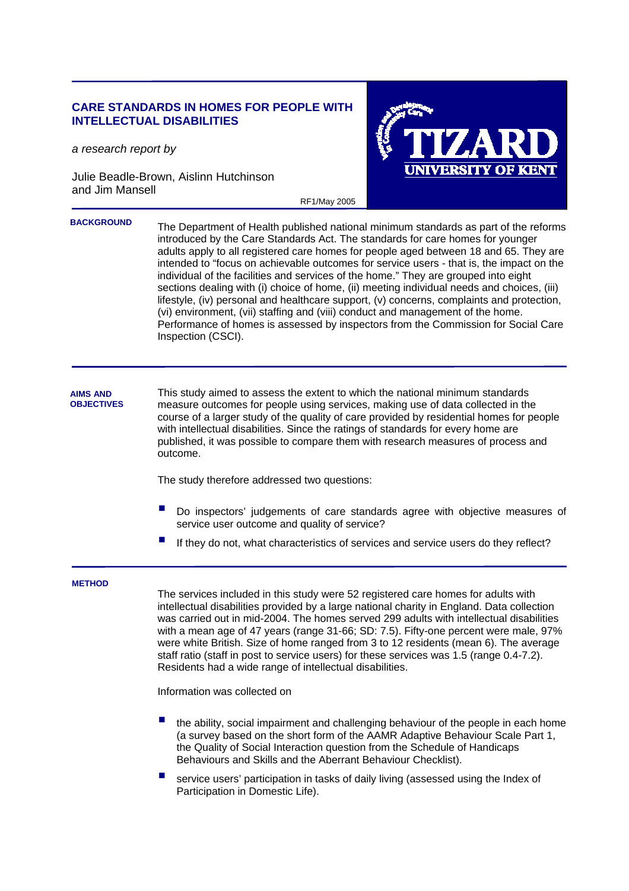# CARE STANDARDS IN HOMES FOR PEOPLE WITH INTELLECTUAL DISABILITIES

*a research report by*

Julie Beadle-Brown, Aislinn Hutchinson and Jim Mansell

RF1/May 2005

TIZARD
UNIVERSITY OF KENT

## BACKGROUND

The Department of Health published national minimum standards as part of the reforms introduced by the Care Standards Act. The standards for care homes for younger adults apply to all registered care homes for people aged between 18 and 65. They are intended to "focus on achievable outcomes for service users - that is, the impact on the individual of the facilities and services of the home." They are grouped into eight sections dealing with (i) choice of home, (ii) meeting individual needs and choices, (iii) lifestyle, (iv) personal and healthcare support, (v) concerns, complaints and protection, (vi) environment, (vii) staffing and (viii) conduct and management of the home. Performance of homes is assessed by inspectors from the Commission for Social Care Inspection (CSCI).

## AIMS AND OBJECTIVES

This study aimed to assess the extent to which the national minimum standards measure outcomes for people using services, making use of data collected in the course of a larger study of the quality of care provided by residential homes for people with intellectual disabilities. Since the ratings of standards for every home are published, it was possible to compare them with research measures of process and outcome.

The study therefore addressed two questions:

- Do inspectors' judgements of care standards agree with objective measures of service user outcome and quality of service?
- If they do not, what characteristics of services and service users do they reflect?

## METHOD

The services included in this study were 52 registered care homes for adults with intellectual disabilities provided by a large national charity in England. Data collection was carried out in mid-2004. The homes served 299 adults with intellectual disabilities with a mean age of 47 years (range 31-66; SD: 7.5). Fifty-one percent were male, 97% were white British. Size of home ranged from 3 to 12 residents (mean 6). The average staff ratio (staff in post to service users) for these services was 1.5 (range 0.4-7.2). Residents had a wide range of intellectual disabilities.

Information was collected on

- the ability, social impairment and challenging behaviour of the people in each home (a survey based on the short form of the AAMR Adaptive Behaviour Scale Part 1, the Quality of Social Interaction question from the Schedule of Handicaps Behaviours and Skills and the Aberrant Behaviour Checklist).
- service users' participation in tasks of daily living (assessed using the Index of Participation in Domestic Life).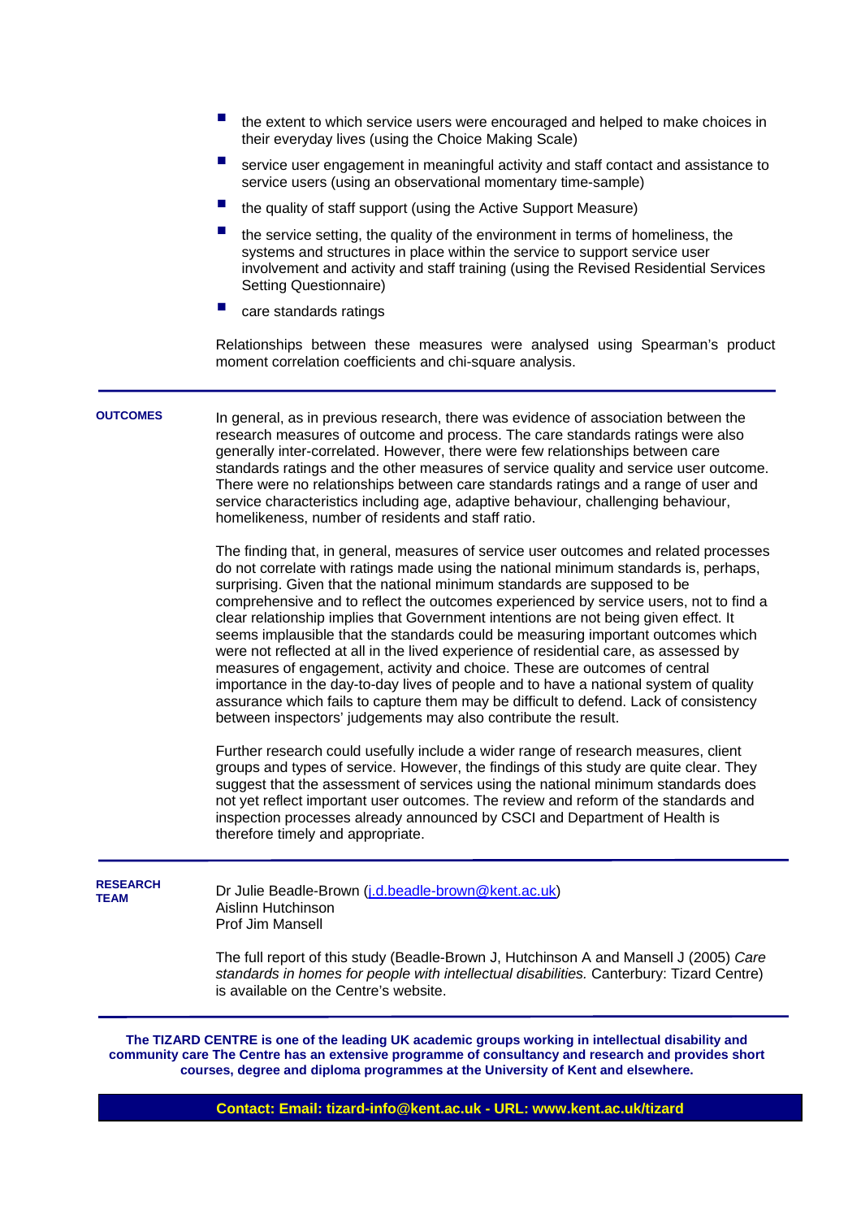- the extent to which service users were encouraged and helped to make choices in their everyday lives (using the Choice Making Scale)
- service user engagement in meaningful activity and staff contact and assistance to service users (using an observational momentary time-sample)
- the quality of staff support (using the Active Support Measure)
- the service setting, the quality of the environment in terms of homeliness, the systems and structures in place within the service to support service user involvement and activity and staff training (using the Revised Residential Services Setting Questionnaire)
- care standards ratings

Relationships between these measures were analysed using Spearman's product moment correlation coefficients and chi-square analysis.

## OUTCOMES

In general, as in previous research, there was evidence of association between the research measures of outcome and process. The care standards ratings were also generally inter-correlated. However, there were few relationships between care standards ratings and the other measures of service quality and service user outcome. There were no relationships between care standards ratings and a range of user and service characteristics including age, adaptive behaviour, challenging behaviour, homelikeness, number of residents and staff ratio.

The finding that, in general, measures of service user outcomes and related processes do not correlate with ratings made using the national minimum standards is, perhaps, surprising. Given that the national minimum standards are supposed to be comprehensive and to reflect the outcomes experienced by service users, not to find a clear relationship implies that Government intentions are not being given effect. It seems implausible that the standards could be measuring important outcomes which were not reflected at all in the lived experience of residential care, as assessed by measures of engagement, activity and choice. These are outcomes of central importance in the day-to-day lives of people and to have a national system of quality assurance which fails to capture them may be difficult to defend. Lack of consistency between inspectors' judgements may also contribute the result.

Further research could usefully include a wider range of research measures, client groups and types of service. However, the findings of this study are quite clear. They suggest that the assessment of services using the national minimum standards does not yet reflect important user outcomes. The review and reform of the standards and inspection processes already announced by CSCI and Department of Health is therefore timely and appropriate.

## RESEARCH TEAM

Dr Julie Beadle-Brown (j.d.beadle-brown@kent.ac.uk)
Aislinn Hutchinson
Prof Jim Mansell

The full report of this study (Beadle-Brown J, Hutchinson A and Mansell J (2005) *Care standards in homes for people with intellectual disabilities.* Canterbury: Tizard Centre) is available on the Centre's website.

**The TIZARD CENTRE is one of the leading UK academic groups working in intellectual disability and community care The Centre has an extensive programme of consultancy and research and provides short courses, degree and diploma programmes at the University of Kent and elsewhere.**

**Contact: Email: tizard-info@kent.ac.uk - URL: www.kent.ac.uk/tizard**